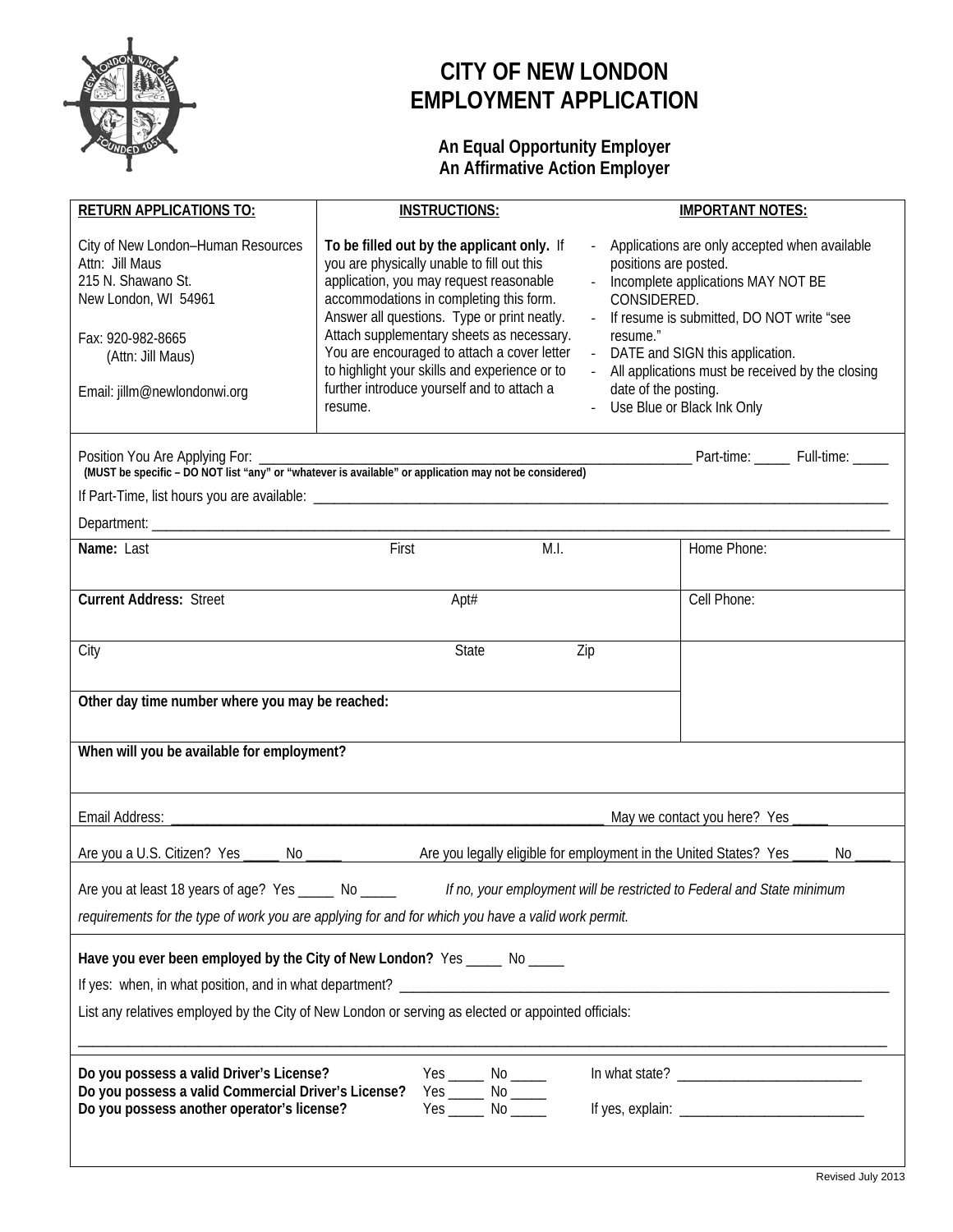# CITY OF NEW LONDON
# EMPLOYMENT APPLICATION

**An Equal Opportunity Employer**
**An Affirmative Action Employer**

| RETURN APPLICATIONS TO: | INSTRUCTIONS: | IMPORTANT NOTES: |
|---|---|---|
| City of New London–Human Resources<br>Attn: Jill Maus<br>215 N. Shawano St.<br>New London, WI 54961<br><br>Fax: 920-982-8665<br>(Attn: Jill Maus)<br><br>Email: jillm@newlondonwi.org | **To be filled out by the applicant only.** If you are physically unable to fill out this application, you may request reasonable accommodations in completing this form. Answer all questions. Type or print neatly. Attach supplementary sheets as necessary. You are encouraged to attach a cover letter to highlight your skills and experience or to further introduce yourself and to attach a resume. | - Applications are only accepted when available positions are posted.<br>- Incomplete applications MAY NOT BE CONSIDERED.<br>- If resume is submitted, DO NOT write "see resume."<br>- DATE and SIGN this application.<br>- All applications must be received by the closing date of the posting.<br>- Use Blue or Black Ink Only |

Position You Are Applying For: ____________________ Part-time: _____ Full-time: _____
**(MUST be specific – DO NOT list "any" or "whatever is available" or application may not be considered)**

If Part-Time, list hours you are available: ____________________

Department: ____________________

| **Name:** Last | First | M.I. | Home Phone: |
|---|---|---|---|
| **Current Address:** Street | Apt# | | Cell Phone: |
| City | State | Zip | |
| **Other day time number where you may be reached:** | | | |

**When will you be available for employment?**

Email Address: ____________________ May we contact you here? Yes _____

Are you a U.S. Citizen? Yes _____ No _____ Are you legally eligible for employment in the United States? Yes _____ No _____

Are you at least 18 years of age? Yes _____ No _____ *If no, your employment will be restricted to Federal and State minimum requirements for the type of work you are applying for and for which you have a valid work permit.*

**Have you ever been employed by the City of New London?** Yes _____ No _____

If yes: when, in what position, and in what department? ____________________

List any relatives employed by the City of New London or serving as elected or appointed officials:

____________________

**Do you possess a valid Driver's License?** Yes _____ No _____ In what state? ____________________
**Do you possess a valid Commercial Driver's License?** Yes _____ No _____
**Do you possess another operator's license?** Yes _____ No _____ If yes, explain: ____________________

Revised July 2013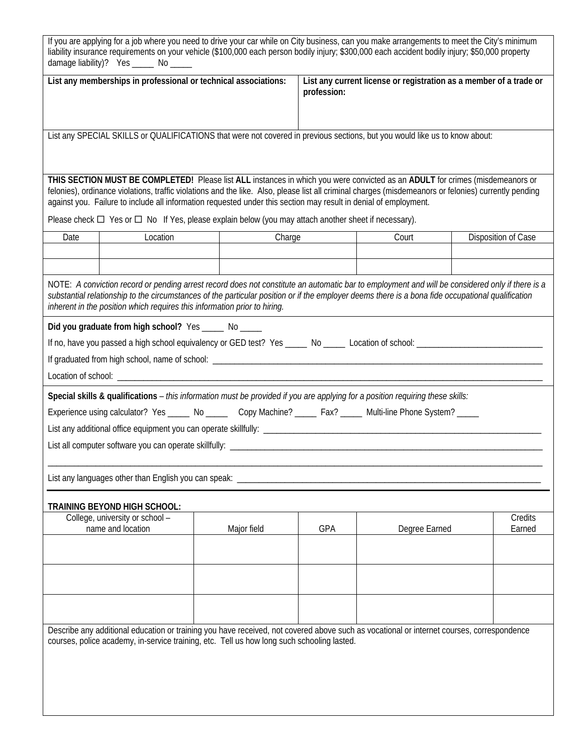If you are applying for a job where you need to drive your car while on City business, can you make arrangements to meet the City's minimum liability insurance requirements on your vehicle ($100,000 each person bodily injury; $300,000 each accident bodily injury; $50,000 property damage liability)? Yes _____ No _____

| **List any memberships in professional or technical associations:** | **List any current license or registration as a member of a trade or profession:** |
|---|---|
| | |

List any SPECIAL SKILLS or QUALIFICATIONS that were not covered in previous sections, but you would like us to know about:

**THIS SECTION MUST BE COMPLETED!** Please list **ALL** instances in which you were convicted as an **ADULT** for crimes (misdemeanors or felonies), ordinance violations, traffic violations and the like. Also, please list all criminal charges (misdemeanors or felonies) currently pending against you. Failure to include all information requested under this section may result in denial of employment.

Please check ☐ Yes or ☐ No If Yes, please explain below (you may attach another sheet if necessary).

| Date | Location | Charge | Court | Disposition of Case |
|---|---|---|---|---|
| | | | | |
| | | | | |

NOTE: *A conviction record or pending arrest record does not constitute an automatic bar to employment and will be considered only if there is a substantial relationship to the circumstances of the particular position or if the employer deems there is a bona fide occupational qualification inherent in the position which requires this information prior to hiring.*

**Did you graduate from high school?** Yes _____ No _____

If no, have you passed a high school equivalency or GED test? Yes _____ No _____ Location of school: ______________________________

If graduated from high school, name of school: ______________________________________________________________________________

Location of school: ______________________________________________________________________________________________

**Special skills & qualifications** – *this information must be provided if you are applying for a position requiring these skills:*

Experience using calculator? Yes _____ No _____ Copy Machine? _____ Fax? _____ Multi-line Phone System? _____

List any additional office equipment you can operate skillfully: __________________________________________________________________

List all computer software you can operate skillfully: _________________________________________________________________________

______________________________________________________________________________________________________________

List any languages other than English you can speak: _________________________________________________________________________

**TRAINING BEYOND HIGH SCHOOL:**

| College, university or school – name and location | Major field | GPA | Degree Earned | Credits Earned |
|---|---|---|---|---|
| | | | | |
| | | | | |
| | | | | |

Describe any additional education or training you have received, not covered above such as vocational or internet courses, correspondence courses, police academy, in-service training, etc. Tell us how long such schooling lasted.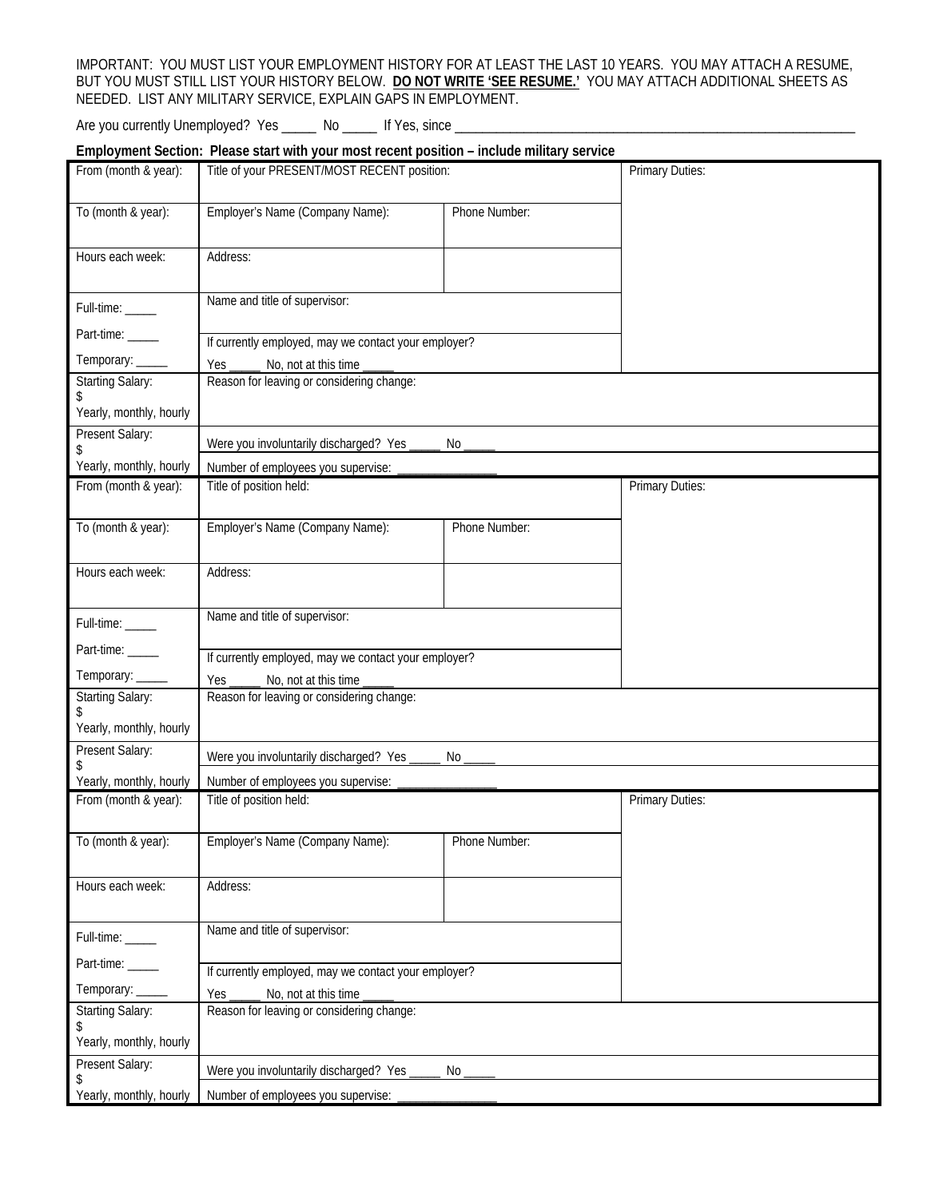IMPORTANT: YOU MUST LIST YOUR EMPLOYMENT HISTORY FOR AT LEAST THE LAST 10 YEARS. YOU MAY ATTACH A RESUME, BUT YOU MUST STILL LIST YOUR HISTORY BELOW. **DO NOT WRITE 'SEE RESUME.'** YOU MAY ATTACH ADDITIONAL SHEETS AS NEEDED. LIST ANY MILITARY SERVICE, EXPLAIN GAPS IN EMPLOYMENT.

Are you currently Unemployed? Yes _____ No _____ If Yes, since ______________________________________________________________

**Employment Section: Please start with your most recent position – include military service**

| From (month & year): | Title of your PRESENT/MOST RECENT position: | | Primary Duties: |
|---|---|---|---|
| To (month & year): | Employer's Name (Company Name): | Phone Number: | |
| Hours each week: | Address: | | |
| Full-time: _____<br>Part-time: _____<br>Temporary: _____ | Name and title of supervisor:<br>If currently employed, may we contact your employer?<br>Yes _____ No, not at this time _____ | | |
| Starting Salary:<br>$<br>Yearly, monthly, hourly | Reason for leaving or considering change: | | |
| Present Salary:<br>$<br>Yearly, monthly, hourly | Were you involuntarily discharged? Yes _____ No _____<br>Number of employees you supervise: _______________ | | |

| From (month & year): | Title of position held: | | Primary Duties: |
|---|---|---|---|
| To (month & year): | Employer's Name (Company Name): | Phone Number: | |
| Hours each week: | Address: | | |
| Full-time: _____<br>Part-time: _____<br>Temporary: _____ | Name and title of supervisor:<br>If currently employed, may we contact your employer?<br>Yes _____ No, not at this time _____ | | |
| Starting Salary:<br>$<br>Yearly, monthly, hourly | Reason for leaving or considering change: | | |
| Present Salary:<br>$<br>Yearly, monthly, hourly | Were you involuntarily discharged? Yes _____ No _____<br>Number of employees you supervise: _______________ | | |

| From (month & year): | Title of position held: | | Primary Duties: |
|---|---|---|---|
| To (month & year): | Employer's Name (Company Name): | Phone Number: | |
| Hours each week: | Address: | | |
| Full-time: _____<br>Part-time: _____<br>Temporary: _____ | Name and title of supervisor:<br>If currently employed, may we contact your employer?<br>Yes _____ No, not at this time _____ | | |
| Starting Salary:<br>$<br>Yearly, monthly, hourly | Reason for leaving or considering change: | | |
| Present Salary:<br>$<br>Yearly, monthly, hourly | Were you involuntarily discharged? Yes _____ No _____<br>Number of employees you supervise: _______________ | | |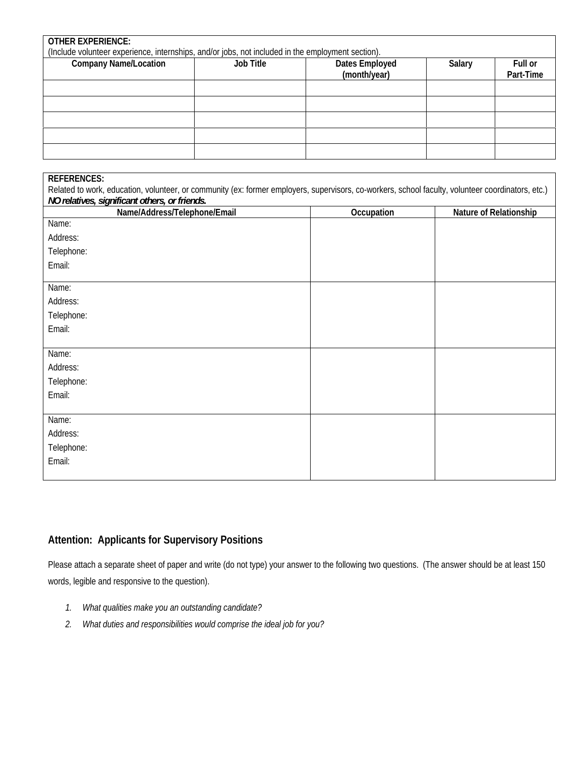**OTHER EXPERIENCE:**
(Include volunteer experience, internships, and/or jobs, not included in the employment section).

| Company Name/Location | Job Title | Dates Employed (month/year) | Salary | Full or Part-Time |
|---|---|---|---|---|
| | | | | |
| | | | | |
| | | | | |
| | | | | |
| | | | | |

**REFERENCES:**
Related to work, education, volunteer, or community (ex: former employers, supervisors, co-workers, school faculty, volunteer coordinators, etc.)
***NO relatives, significant others, or friends.***

| Name/Address/Telephone/Email | Occupation | Nature of Relationship |
|---|---|---|
| Name: Address: Telephone: Email: | | |
| Name: Address: Telephone: Email: | | |
| Name: Address: Telephone: Email: | | |
| Name: Address: Telephone: Email: | | |

## Attention: Applicants for Supervisory Positions

Please attach a separate sheet of paper and write (do not type) your answer to the following two questions. (The answer should be at least 150 words, legible and responsive to the question).

1. *What qualities make you an outstanding candidate?*
2. *What duties and responsibilities would comprise the ideal job for you?*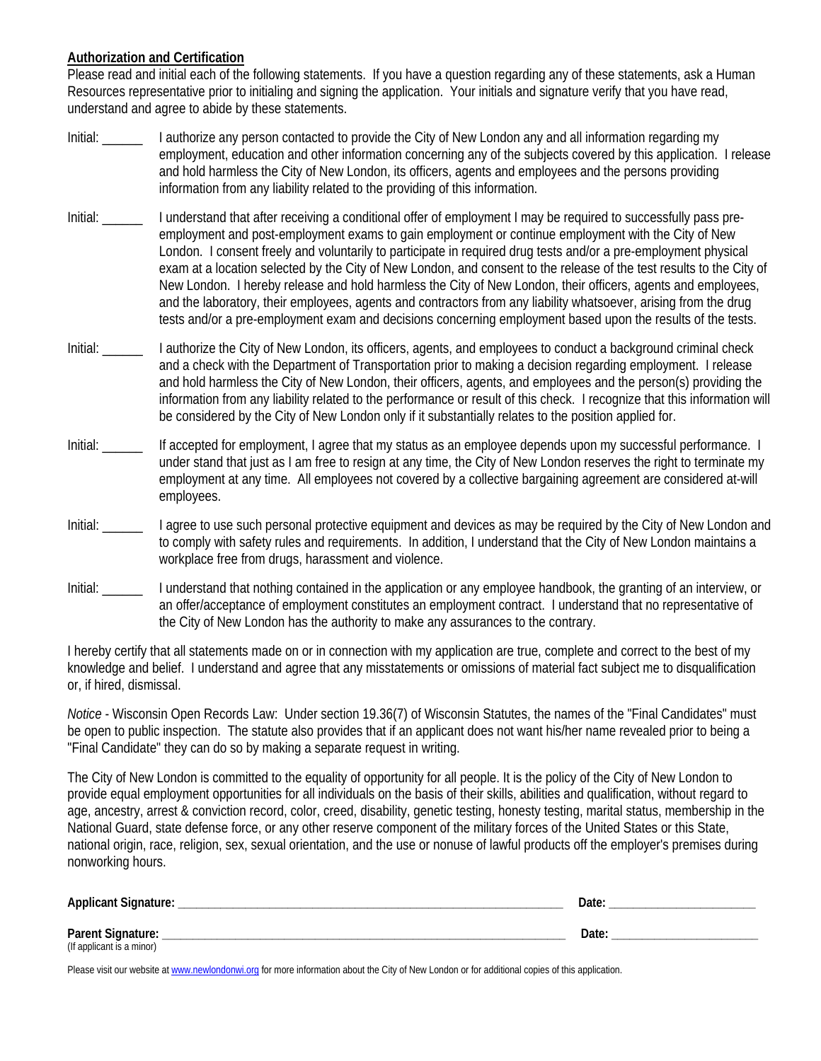**Authorization and Certification**

Please read and initial each of the following statements. If you have a question regarding any of these statements, ask a Human Resources representative prior to initialing and signing the application. Your initials and signature verify that you have read, understand and agree to abide by these statements.

Initial: ______ I authorize any person contacted to provide the City of New London any and all information regarding my employment, education and other information concerning any of the subjects covered by this application. I release and hold harmless the City of New London, its officers, agents and employees and the persons providing information from any liability related to the providing of this information.

Initial: ______ I understand that after receiving a conditional offer of employment I may be required to successfully pass pre-employment and post-employment exams to gain employment or continue employment with the City of New London. I consent freely and voluntarily to participate in required drug tests and/or a pre-employment physical exam at a location selected by the City of New London, and consent to the release of the test results to the City of New London. I hereby release and hold harmless the City of New London, their officers, agents and employees, and the laboratory, their employees, agents and contractors from any liability whatsoever, arising from the drug tests and/or a pre-employment exam and decisions concerning employment based upon the results of the tests.

Initial: ______ I authorize the City of New London, its officers, agents, and employees to conduct a background criminal check and a check with the Department of Transportation prior to making a decision regarding employment. I release and hold harmless the City of New London, their officers, agents, and employees and the person(s) providing the information from any liability related to the performance or result of this check. I recognize that this information will be considered by the City of New London only if it substantially relates to the position applied for.

Initial: ______ If accepted for employment, I agree that my status as an employee depends upon my successful performance. I under stand that just as I am free to resign at any time, the City of New London reserves the right to terminate my employment at any time. All employees not covered by a collective bargaining agreement are considered at-will employees.

Initial: ______ I agree to use such personal protective equipment and devices as may be required by the City of New London and to comply with safety rules and requirements. In addition, I understand that the City of New London maintains a workplace free from drugs, harassment and violence.

Initial: ______ I understand that nothing contained in the application or any employee handbook, the granting of an interview, or an offer/acceptance of employment constitutes an employment contract. I understand that no representative of the City of New London has the authority to make any assurances to the contrary.

I hereby certify that all statements made on or in connection with my application are true, complete and correct to the best of my knowledge and belief. I understand and agree that any misstatements or omissions of material fact subject me to disqualification or, if hired, dismissal.

*Notice* - Wisconsin Open Records Law: Under section 19.36(7) of Wisconsin Statutes, the names of the "Final Candidates" must be open to public inspection. The statute also provides that if an applicant does not want his/her name revealed prior to being a "Final Candidate" they can do so by making a separate request in writing.

The City of New London is committed to the equality of opportunity for all people. It is the policy of the City of New London to provide equal employment opportunities for all individuals on the basis of their skills, abilities and qualification, without regard to age, ancestry, arrest & conviction record, color, creed, disability, genetic testing, honesty testing, marital status, membership in the National Guard, state defense force, or any other reserve component of the military forces of the United States or this State, national origin, race, religion, sex, sexual orientation, and the use or nonuse of lawful products off the employer's premises during nonworking hours.

**Applicant Signature:** ______________________________________________ **Date:** ____________________

**Parent Signature:** ______________________________________________ **Date:** ____________________
(If applicant is a minor)

Please visit our website at www.newlondonwi.org for more information about the City of New London or for additional copies of this application.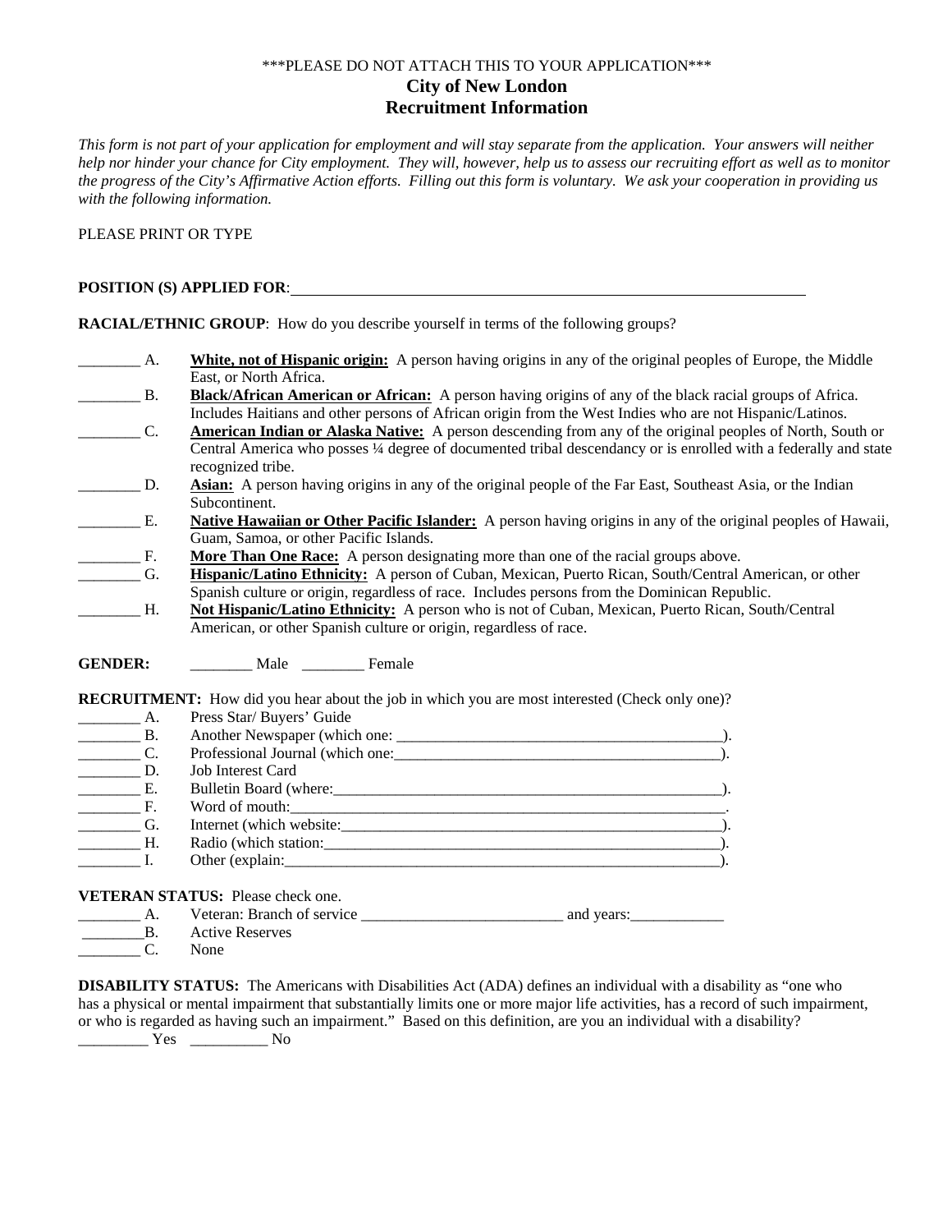***PLEASE DO NOT ATTACH THIS TO YOUR APPLICATION***

# City of New London
## Recruitment Information

*This form is not part of your application for employment and will stay separate from the application. Your answers will neither help nor hinder your chance for City employment. They will, however, help us to assess our recruiting effort as well as to monitor the progress of the City's Affirmative Action efforts. Filling out this form is voluntary. We ask your cooperation in providing us with the following information.*

PLEASE PRINT OR TYPE

**POSITION (S) APPLIED FOR**:\_\_\_\_\_\_\_\_\_\_\_\_\_\_\_\_\_\_\_\_\_\_\_\_\_\_\_\_\_\_\_\_\_\_\_\_\_\_\_\_\_\_\_\_\_\_\_\_\_\_\_\_\_\_\_\_\_\_

**RACIAL/ETHNIC GROUP**: How do you describe yourself in terms of the following groups?

\_\_\_\_\_\_\_\_ A. **White, not of Hispanic origin:** A person having origins in any of the original peoples of Europe, the Middle East, or North Africa.

\_\_\_\_\_\_\_\_ B. **Black/African American or African:** A person having origins of any of the black racial groups of Africa. Includes Haitians and other persons of African origin from the West Indies who are not Hispanic/Latinos.

\_\_\_\_\_\_\_\_ C. **American Indian or Alaska Native:** A person descending from any of the original peoples of North, South or Central America who posses ¼ degree of documented tribal descendancy or is enrolled with a federally and state recognized tribe.

\_\_\_\_\_\_\_\_ D. **Asian:** A person having origins in any of the original people of the Far East, Southeast Asia, or the Indian Subcontinent.

\_\_\_\_\_\_\_\_ E. **Native Hawaiian or Other Pacific Islander:** A person having origins in any of the original peoples of Hawaii, Guam, Samoa, or other Pacific Islands.

\_\_\_\_\_\_\_\_ F. **More Than One Race:** A person designating more than one of the racial groups above.

\_\_\_\_\_\_\_\_ G. **Hispanic/Latino Ethnicity:** A person of Cuban, Mexican, Puerto Rican, South/Central American, or other Spanish culture or origin, regardless of race. Includes persons from the Dominican Republic.

\_\_\_\_\_\_\_\_ H. **Not Hispanic/Latino Ethnicity:** A person who is not of Cuban, Mexican, Puerto Rican, South/Central American, or other Spanish culture or origin, regardless of race.

**GENDER:** \_\_\_\_\_\_\_\_ Male \_\_\_\_\_\_\_\_ Female

**RECRUITMENT:** How did you hear about the job in which you are most interested (Check only one)?

\_\_\_\_\_\_\_\_ A. Press Star/ Buyers' Guide

\_\_\_\_\_\_\_\_ B. Another Newspaper (which one: \_\_\_\_\_\_\_\_\_\_\_\_\_\_\_\_\_\_\_\_\_\_\_\_\_\_\_\_\_\_\_\_\_\_\_\_\_\_\_\_\_\_\_\_).

\_\_\_\_\_\_\_\_ C. Professional Journal (which one:\_\_\_\_\_\_\_\_\_\_\_\_\_\_\_\_\_\_\_\_\_\_\_\_\_\_\_\_\_\_\_\_\_\_\_\_\_\_\_\_\_\_\_\_).

\_\_\_\_\_\_\_\_ D. Job Interest Card

\_\_\_\_\_\_\_\_ E. Bulletin Board (where:\_\_\_\_\_\_\_\_\_\_\_\_\_\_\_\_\_\_\_\_\_\_\_\_\_\_\_\_\_\_\_\_\_\_\_\_\_\_\_\_\_\_\_\_\_\_\_\_\_\_\_\_\_\_).

\_\_\_\_\_\_\_\_ F. Word of mouth:\_\_\_\_\_\_\_\_\_\_\_\_\_\_\_\_\_\_\_\_\_\_\_\_\_\_\_\_\_\_\_\_\_\_\_\_\_\_\_\_\_\_\_\_\_\_\_\_\_\_\_\_\_\_\_\_\_\_\_.

\_\_\_\_\_\_\_\_ G. Internet (which website:\_\_\_\_\_\_\_\_\_\_\_\_\_\_\_\_\_\_\_\_\_\_\_\_\_\_\_\_\_\_\_\_\_\_\_\_\_\_\_\_\_\_\_\_\_\_\_\_\_\_\_\_\_).

\_\_\_\_\_\_\_\_ H. Radio (which station:\_\_\_\_\_\_\_\_\_\_\_\_\_\_\_\_\_\_\_\_\_\_\_\_\_\_\_\_\_\_\_\_\_\_\_\_\_\_\_\_\_\_\_\_\_\_\_\_\_\_\_\_\_\_).

\_\_\_\_\_\_\_\_ I. Other (explain:\_\_\_\_\_\_\_\_\_\_\_\_\_\_\_\_\_\_\_\_\_\_\_\_\_\_\_\_\_\_\_\_\_\_\_\_\_\_\_\_\_\_\_\_\_\_\_\_\_\_\_\_\_\_\_\_\_\_\_).

**VETERAN STATUS:** Please check one.

\_\_\_\_\_\_\_\_ A. Veteran: Branch of service \_\_\_\_\_\_\_\_\_\_\_\_\_\_\_\_\_\_\_\_\_\_\_\_\_\_ and years:\_\_\_\_\_\_\_\_\_\_\_\_

\_\_\_\_\_\_\_\_ B. Active Reserves

\_\_\_\_\_\_\_\_ C. None

**DISABILITY STATUS:** The Americans with Disabilities Act (ADA) defines an individual with a disability as "one who has a physical or mental impairment that substantially limits one or more major life activities, has a record of such impairment, or who is regarded as having such an impairment." Based on this definition, are you an individual with a disability?

\_\_\_\_\_\_\_\_\_ Yes \_\_\_\_\_\_\_\_\_\_ No